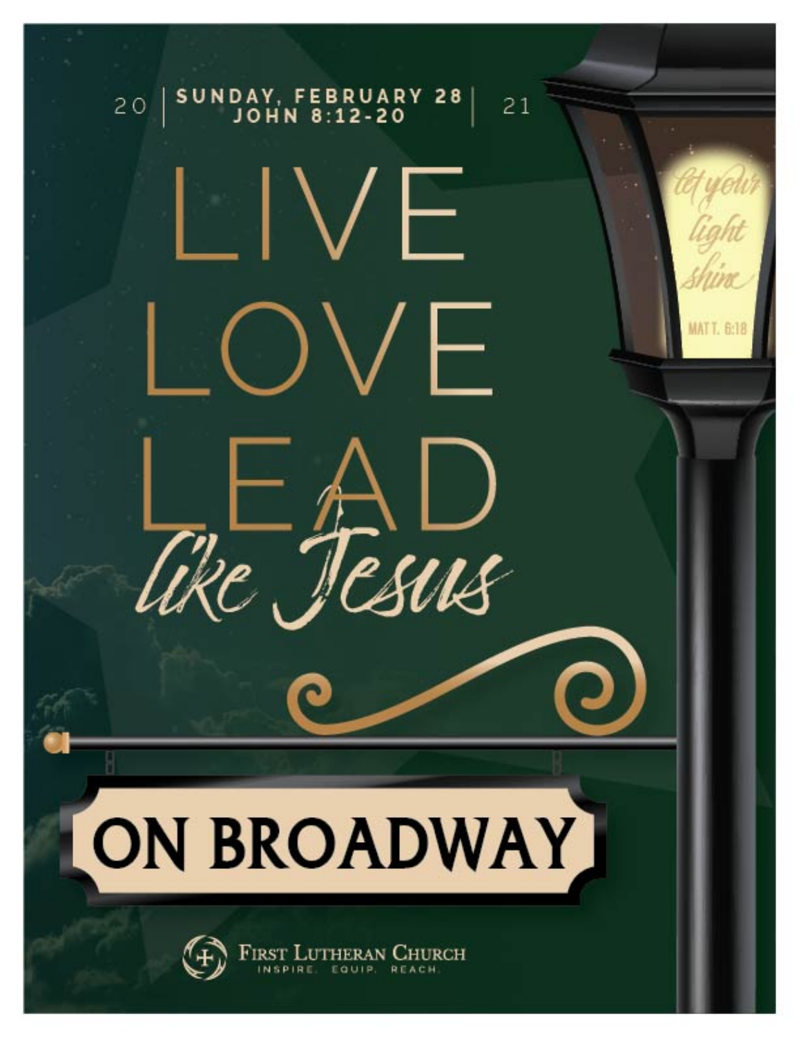2021 | SUNDAY, FEBRUARY 28 | JOHN 8:12-20

# LIVE LOVE LEAD

*like Jesus*

*let your light shine*

MATT. 6:18

## ON BROADWAY

FIRST LUTHERAN CHURCH

INSPIRE. EQUIP. REACH.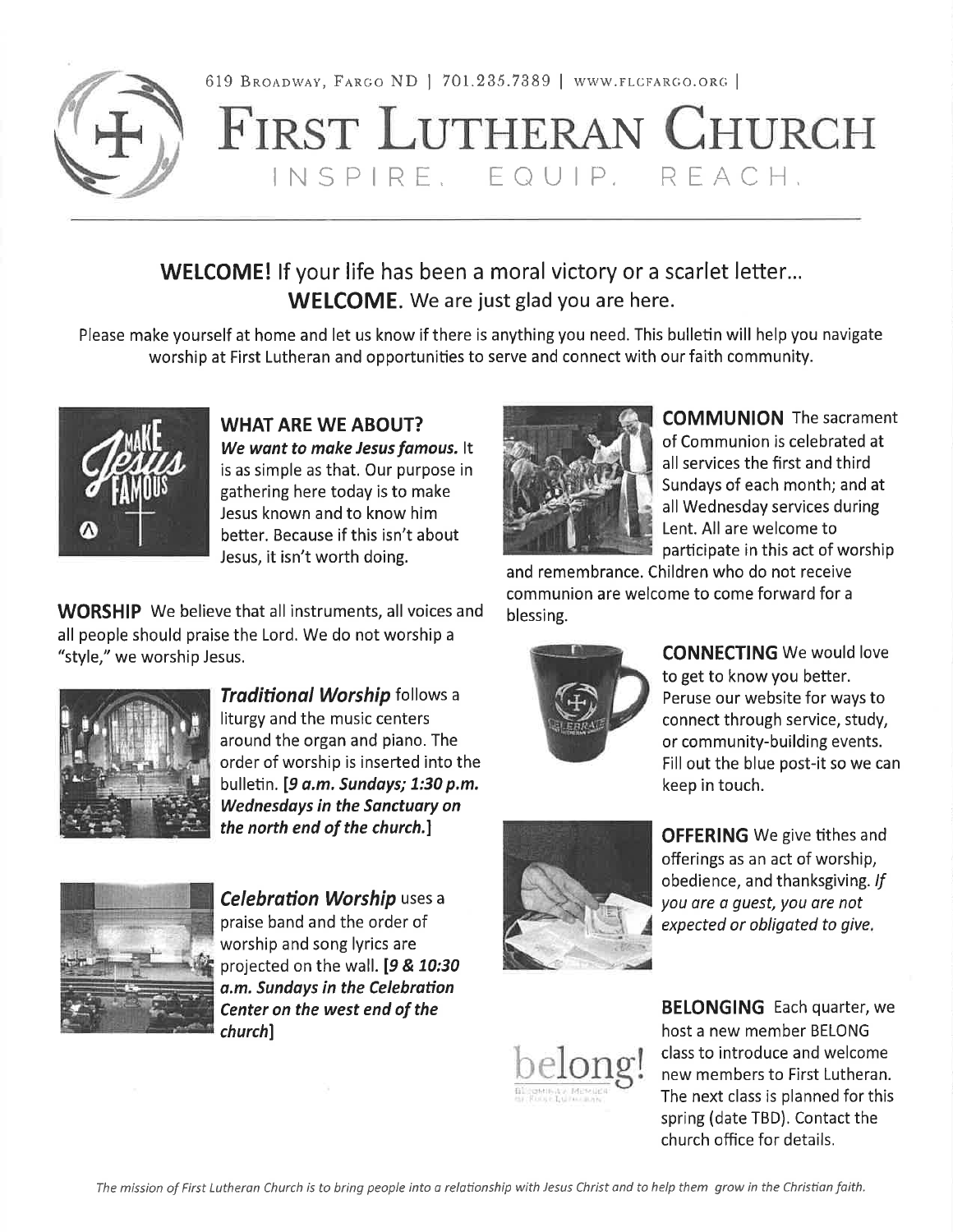619 Broadway, Fargo ND | 701.235.7389 | www.flcfargo.org |

# First Lutheran Church

INSPIRE. EQUIP. REACH.

## **WELCOME!** If your life has been a moral victory or a scarlet letter... **WELCOME**. We are just glad you are here.

Please make yourself at home and let us know if there is anything you need. This bulletin will help you navigate worship at First Lutheran and opportunities to serve and connect with our faith community.

### WHAT ARE WE ABOUT?

***We want to make Jesus famous.*** It is as simple as that. Our purpose in gathering here today is to make Jesus known and to know him better. Because if this isn't about Jesus, it isn't worth doing.

**WORSHIP** We believe that all instruments, all voices and all people should praise the Lord. We do not worship a "style," we worship Jesus.

***Traditional Worship*** follows a liturgy and the music centers around the organ and piano. The order of worship is inserted into the bulletin. ***[9 a.m. Sundays; 1:30 p.m. Wednesdays in the Sanctuary on the north end of the church.]***

***Celebration Worship*** uses a praise band and the order of worship and song lyrics are projected on the wall. ***[9 & 10:30 a.m. Sundays in the Celebration Center on the west end of the church]***

**COMMUNION** The sacrament of Communion is celebrated at all services the first and third Sundays of each month; and at all Wednesday services during Lent. All are welcome to participate in this act of worship and remembrance. Children who do not receive communion are welcome to come forward for a blessing.

**CONNECTING** We would love to get to know you better. Peruse our website for ways to connect through service, study, or community-building events. Fill out the blue post-it so we can keep in touch.

**OFFERING** We give tithes and offerings as an act of worship, obedience, and thanksgiving. *If you are a guest, you are not expected or obligated to give.*

**BELONGING** Each quarter, we host a new member BELONG class to introduce and welcome new members to First Lutheran. The next class is planned for this spring (date TBD). Contact the church office for details.

*The mission of First Lutheran Church is to bring people into a relationship with Jesus Christ and to help them grow in the Christian faith.*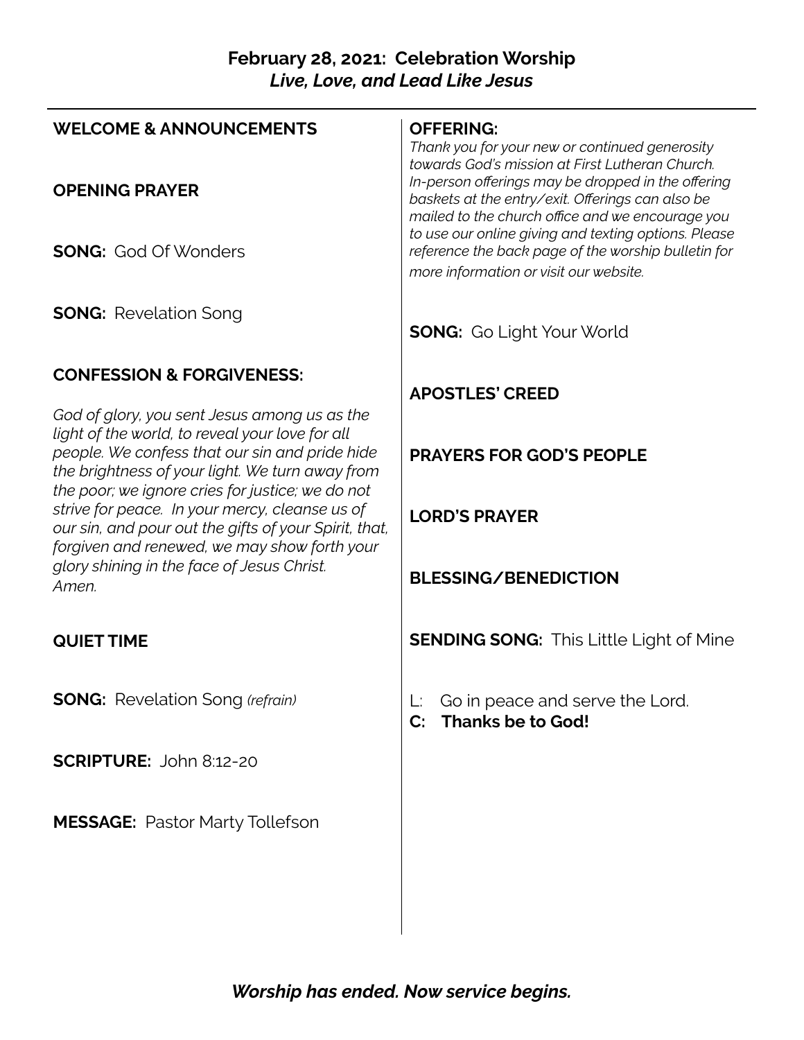## February 28, 2021: Celebration Worship
### *Live, Love, and Lead Like Jesus*

---

**WELCOME & ANNOUNCEMENTS**

**OPENING PRAYER**

**SONG:** God Of Wonders

**SONG:** Revelation Song

**CONFESSION & FORGIVENESS:**

*God of glory, you sent Jesus among us as the light of the world, to reveal your love for all people. We confess that our sin and pride hide the brightness of your light. We turn away from the poor; we ignore cries for justice; we do not strive for peace. In your mercy, cleanse us of our sin, and pour out the gifts of your Spirit, that, forgiven and renewed, we may show forth your glory shining in the face of Jesus Christ. Amen.*

**QUIET TIME**

**SONG:** Revelation Song *(refrain)*

**SCRIPTURE:** John 8:12-20

**MESSAGE:** Pastor Marty Tollefson

**OFFERING:**
*Thank you for your new or continued generosity towards God's mission at First Lutheran Church. In-person offerings may be dropped in the offering baskets at the entry/exit. Offerings can also be mailed to the church office and we encourage you to use our online giving and texting options. Please reference the back page of the worship bulletin for more information or visit our website.*

**SONG:** Go Light Your World

**APOSTLES' CREED**

**PRAYERS FOR GOD'S PEOPLE**

**LORD'S PRAYER**

**BLESSING/BENEDICTION**

**SENDING SONG:** This Little Light of Mine

L: Go in peace and serve the Lord.
**C: Thanks be to God!**

***Worship has ended. Now service begins.***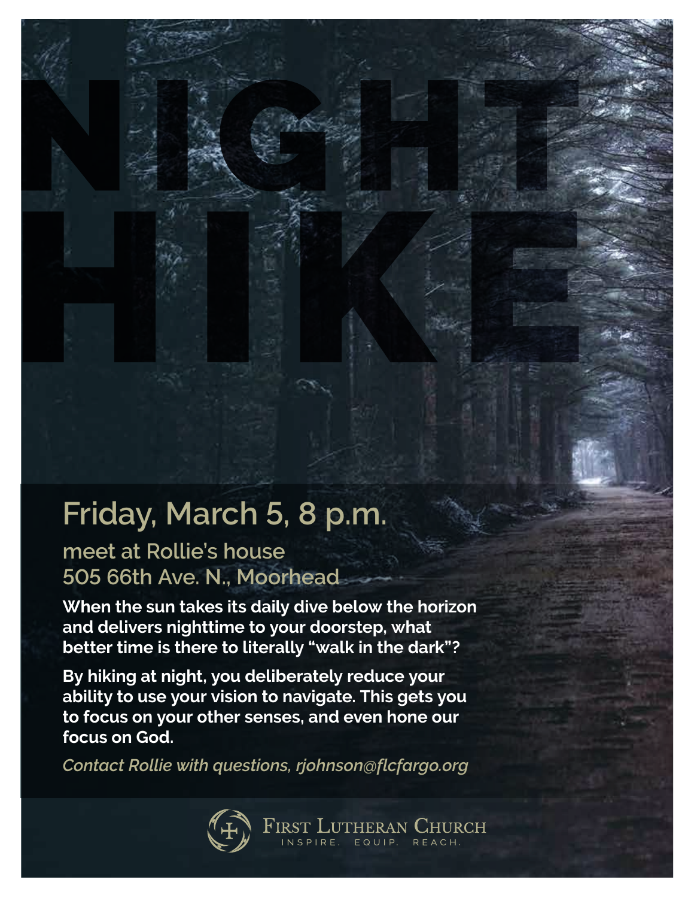# NIGHT HIKE

## Friday, March 5, 8 p.m.

### meet at Rollie's house
### 505 66th Ave. N., Moorhead

**When the sun takes its daily dive below the horizon and delivers nighttime to your doorstep, what better time is there to literally "walk in the dark"?**

**By hiking at night, you deliberately reduce your ability to use your vision to navigate. This gets you to focus on your other senses, and even hone our focus on God.**

*Contact Rollie with questions, rjohnson@flcfargo.org*

First Lutheran Church
INSPIRE. EQUIP. REACH.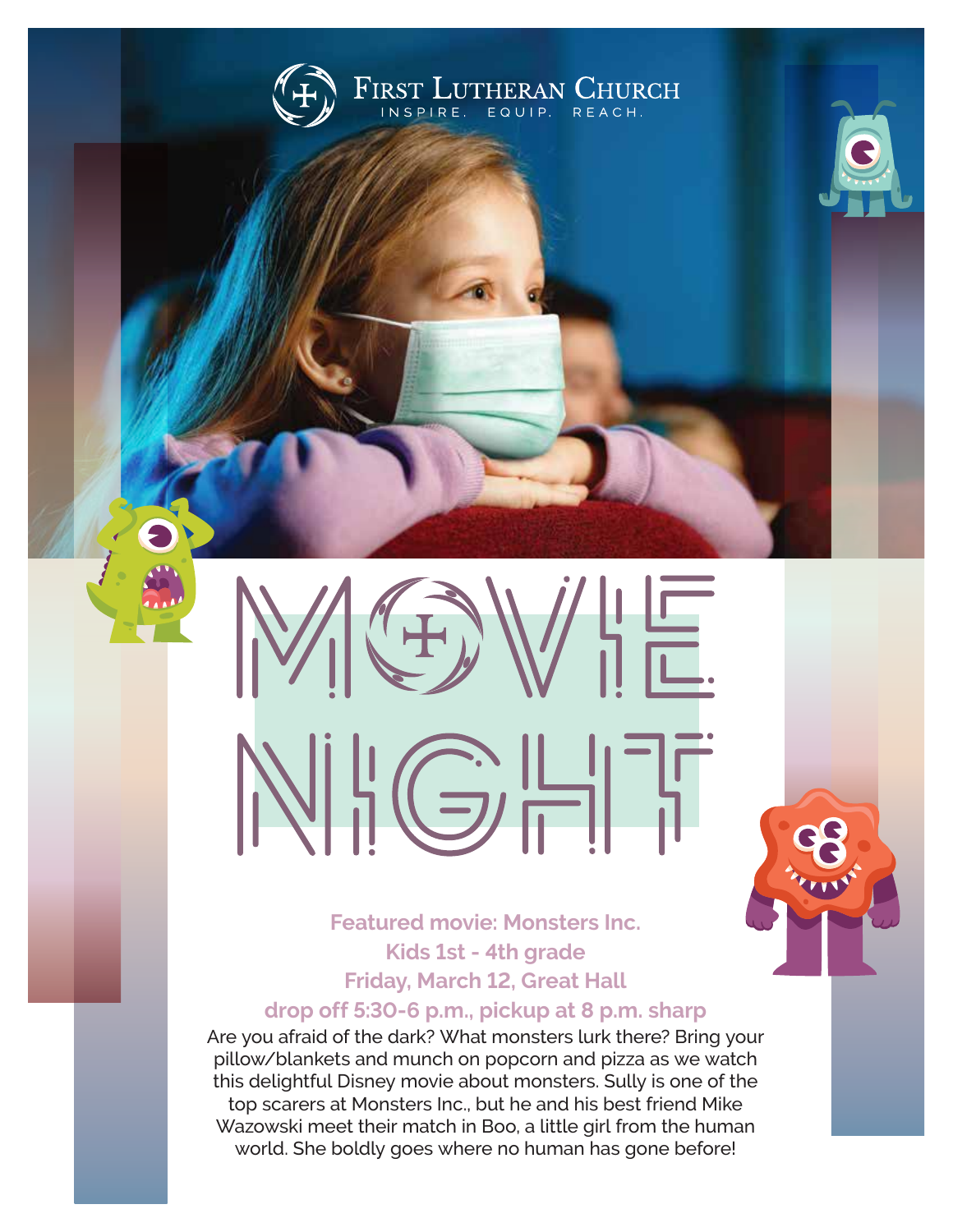First Lutheran Church

INSPIRE. EQUIP. REACH.

# MOVIE NIGHT

**Featured movie: Monsters Inc.**
**Kids 1st - 4th grade**
**Friday, March 12, Great Hall**
**drop off 5:30-6 p.m., pickup at 8 p.m. sharp**

Are you afraid of the dark? What monsters lurk there? Bring your pillow/blankets and munch on popcorn and pizza as we watch this delightful Disney movie about monsters. Sully is one of the top scarers at Monsters Inc., but he and his best friend Mike Wazowski meet their match in Boo, a little girl from the human world. She boldly goes where no human has gone before!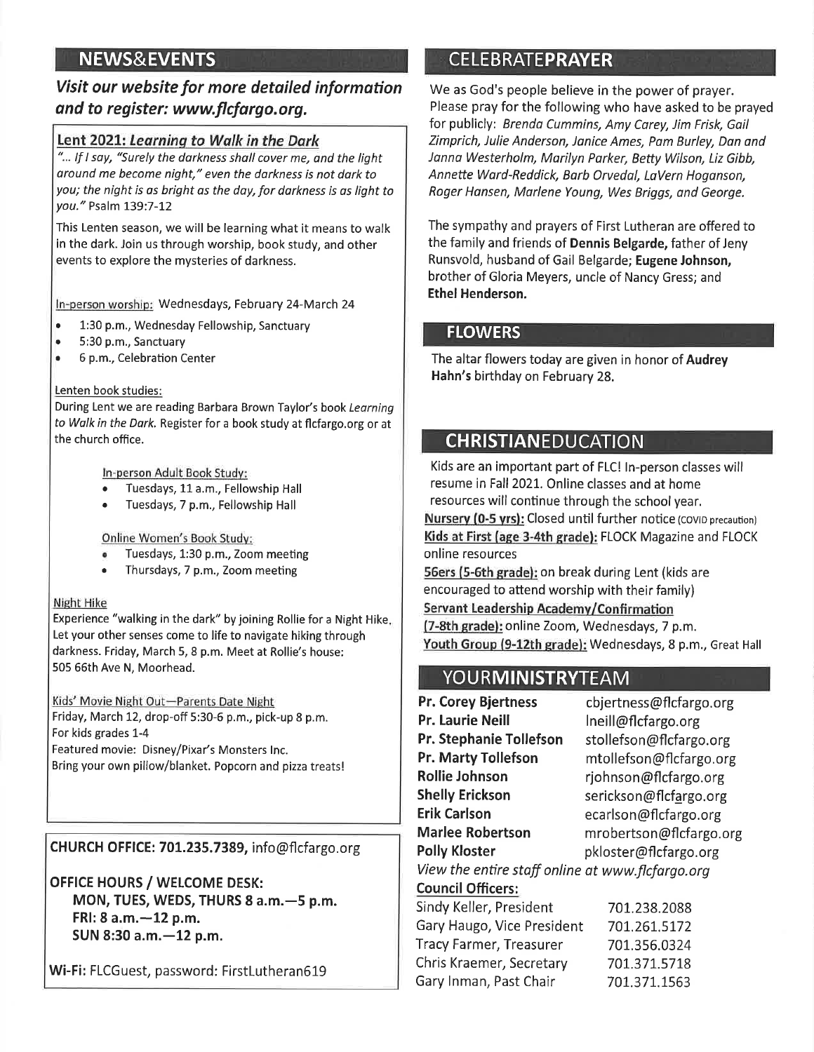## NEWS&EVENTS

***Visit our website for more detailed information and to register: www.flcfargo.org.***

### Lent 2021: *Learning to Walk in the Dark*

*"... If I say, "Surely the darkness shall cover me, and the light around me become night," even the darkness is not dark to you; the night is as bright as the day, for darkness is as light to you."* Psalm 139:7-12

This Lenten season, we will be learning what it means to walk in the dark. Join us through worship, book study, and other events to explore the mysteries of darkness.

In-person worship: Wednesdays, February 24-March 24

- 1:30 p.m., Wednesday Fellowship, Sanctuary
- 5:30 p.m., Sanctuary
- 6 p.m., Celebration Center

Lenten book studies:
During Lent we are reading Barbara Brown Taylor's book *Learning to Walk in the Dark.* Register for a book study at flcfargo.org or at the church office.

In-person Adult Book Study:

- Tuesdays, 11 a.m., Fellowship Hall
- Tuesdays, 7 p.m., Fellowship Hall

Online Women's Book Study:

- Tuesdays, 1:30 p.m., Zoom meeting
- Thursdays, 7 p.m., Zoom meeting

Night Hike
Experience "walking in the dark" by joining Rollie for a Night Hike. Let your other senses come to life to navigate hiking through darkness. Friday, March 5, 8 p.m. Meet at Rollie's house: 505 66th Ave N, Moorhead.

Kids' Movie Night Out—Parents Date Night
Friday, March 12, drop-off 5:30-6 p.m., pick-up 8 p.m.
For kids grades 1-4
Featured movie: Disney/Pixar's Monsters Inc.
Bring your own pillow/blanket. Popcorn and pizza treats!

**CHURCH OFFICE: 701.235.7389,** info@flcfargo.org

**OFFICE HOURS / WELCOME DESK:**
**MON, TUES, WEDS, THURS 8 a.m.—5 p.m.**
**FRI: 8 a.m.—12 p.m.**
**SUN 8:30 a.m.—12 p.m.**

**Wi-Fi:** FLCGuest, password: FirstLutheran619

## CELEBRATEPRAYER

We as God's people believe in the power of prayer. Please pray for the following who have asked to be prayed for publicly: *Brenda Cummins, Amy Carey, Jim Frisk, Gail Zimprich, Julie Anderson, Janice Ames, Pam Burley, Dan and Janna Westerholm, Marilyn Parker, Betty Wilson, Liz Gibb, Annette Ward-Reddick, Barb Orvedal, LaVern Hoganson, Roger Hansen, Marlene Young, Wes Briggs, and George.*

The sympathy and prayers of First Lutheran are offered to the family and friends of **Dennis Belgarde,** father of Jeny Runsvold, husband of Gail Belgarde; **Eugene Johnson,** brother of Gloria Meyers, uncle of Nancy Gress; and **Ethel Henderson.**

## FLOWERS

The altar flowers today are given in honor of **Audrey Hahn's** birthday on February 28.

## CHRISTIANEDUCATION

Kids are an important part of FLC! In-person classes will resume in Fall 2021. Online classes and at home resources will continue through the school year.

**Nursery (0-5 yrs):** Closed until further notice (COVID precaution)
**Kids at First (age 3-4th grade):** FLOCK Magazine and FLOCK online resources
**56ers (5-6th grade):** on break during Lent (kids are encouraged to attend worship with their family)
**Servant Leadership Academy/Confirmation (7-8th grade):** online Zoom, Wednesdays, 7 p.m.
**Youth Group (9-12th grade):** Wednesdays, 8 p.m., Great Hall

## YOURMINISTRYTEAM

| | |
|---|---|
| **Pr. Corey Bjertness** | cbjertness@flcfargo.org |
| **Pr. Laurie Neill** | lneill@flcfargo.org |
| **Pr. Stephanie Tollefson** | stollefson@flcfargo.org |
| **Pr. Marty Tollefson** | mtollefson@flcfargo.org |
| **Rollie Johnson** | rjohnson@flcfargo.org |
| **Shelly Erickson** | serickson@flcfargo.org |
| **Erik Carlson** | ecarlson@flcfargo.org |
| **Marlee Robertson** | mrobertson@flcfargo.org |
| **Polly Kloster** | pkloster@flcfargo.org |

*View the entire staff online at www.flcfargo.org*

**Council Officers:**

| | |
|---|---|
| Sindy Keller, President | 701.238.2088 |
| Gary Haugo, Vice President | 701.261.5172 |
| Tracy Farmer, Treasurer | 701.356.0324 |
| Chris Kraemer, Secretary | 701.371.5718 |
| Gary Inman, Past Chair | 701.371.1563 |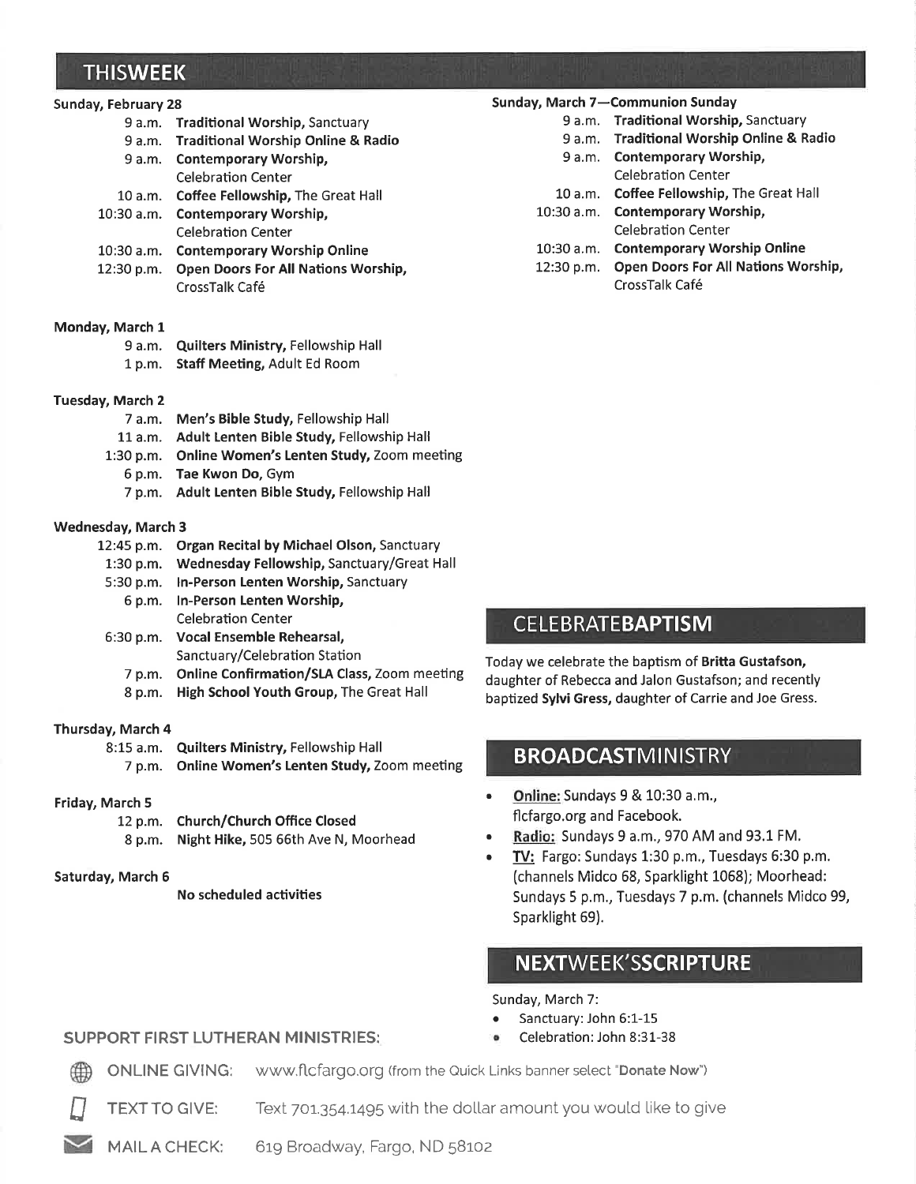## THISWEEK

**Sunday, February 28**

- 9 a.m. **Traditional Worship,** Sanctuary
- 9 a.m. **Traditional Worship Online & Radio**
- 9 a.m. **Contemporary Worship,** Celebration Center
- 10 a.m. **Coffee Fellowship,** The Great Hall
- 10:30 a.m. **Contemporary Worship,** Celebration Center
- 10:30 a.m. **Contemporary Worship Online**
- 12:30 p.m. **Open Doors For All Nations Worship,** CrossTalk Café

**Monday, March 1**

- 9 a.m. **Quilters Ministry,** Fellowship Hall
- 1 p.m. **Staff Meeting,** Adult Ed Room

**Tuesday, March 2**

- 7 a.m. **Men's Bible Study,** Fellowship Hall
- 11 a.m. **Adult Lenten Bible Study,** Fellowship Hall
- 1:30 p.m. **Online Women's Lenten Study,** Zoom meeting
- 6 p.m. **Tae Kwon Do,** Gym
- 7 p.m. **Adult Lenten Bible Study,** Fellowship Hall

**Wednesday, March 3**

- 12:45 p.m. **Organ Recital by Michael Olson,** Sanctuary
- 1:30 p.m. **Wednesday Fellowship,** Sanctuary/Great Hall
- 5:30 p.m. **In-Person Lenten Worship,** Sanctuary
- 6 p.m. **In-Person Lenten Worship,** Celebration Center
- 6:30 p.m. **Vocal Ensemble Rehearsal,** Sanctuary/Celebration Station
- 7 p.m. **Online Confirmation/SLA Class,** Zoom meeting
- 8 p.m. **High School Youth Group,** The Great Hall

**Thursday, March 4**

- 8:15 a.m. **Quilters Ministry,** Fellowship Hall
- 7 p.m. **Online Women's Lenten Study,** Zoom meeting

**Friday, March 5**

- 12 p.m. **Church/Church Office Closed**
- 8 p.m. **Night Hike,** 505 66th Ave N, Moorhead

**Saturday, March 6**

**No scheduled activities**

**Sunday, March 7—Communion Sunday**

- 9 a.m. **Traditional Worship,** Sanctuary
- 9 a.m. **Traditional Worship Online & Radio**
- 9 a.m. **Contemporary Worship,** Celebration Center
- 10 a.m. **Coffee Fellowship,** The Great Hall
- 10:30 a.m. **Contemporary Worship,** Celebration Center
- 10:30 a.m. **Contemporary Worship Online**
- 12:30 p.m. **Open Doors For All Nations Worship,** CrossTalk Café

## CELEBRATE**BAPTISM**

Today we celebrate the baptism of **Britta Gustafson,** daughter of Rebecca and Jalon Gustafson; and recently baptized **Sylvi Gress,** daughter of Carrie and Joe Gress.

## **BROADCAST**MINISTRY

- **Online:** Sundays 9 & 10:30 a.m., flcfargo.org and Facebook.
- **Radio:** Sundays 9 a.m., 970 AM and 93.1 FM.
- **TV:** Fargo: Sundays 1:30 p.m., Tuesdays 6:30 p.m. (channels Midco 68, Sparklight 1068); Moorhead: Sundays 5 p.m., Tuesdays 7 p.m. (channels Midco 99, Sparklight 69).

## **NEXT**WEEK'S**SCRIPTURE**

Sunday, March 7:

- Sanctuary: John 6:1-15
- Celebration: John 8:31-38

### SUPPORT FIRST LUTHERAN MINISTRIES:

ONLINE GIVING: www.flcfargo.org (from the Quick Links banner select "**Donate Now**")

TEXT TO GIVE: Text 701.354.1495 with the dollar amount you would like to give

MAIL A CHECK: 619 Broadway, Fargo, ND 58102